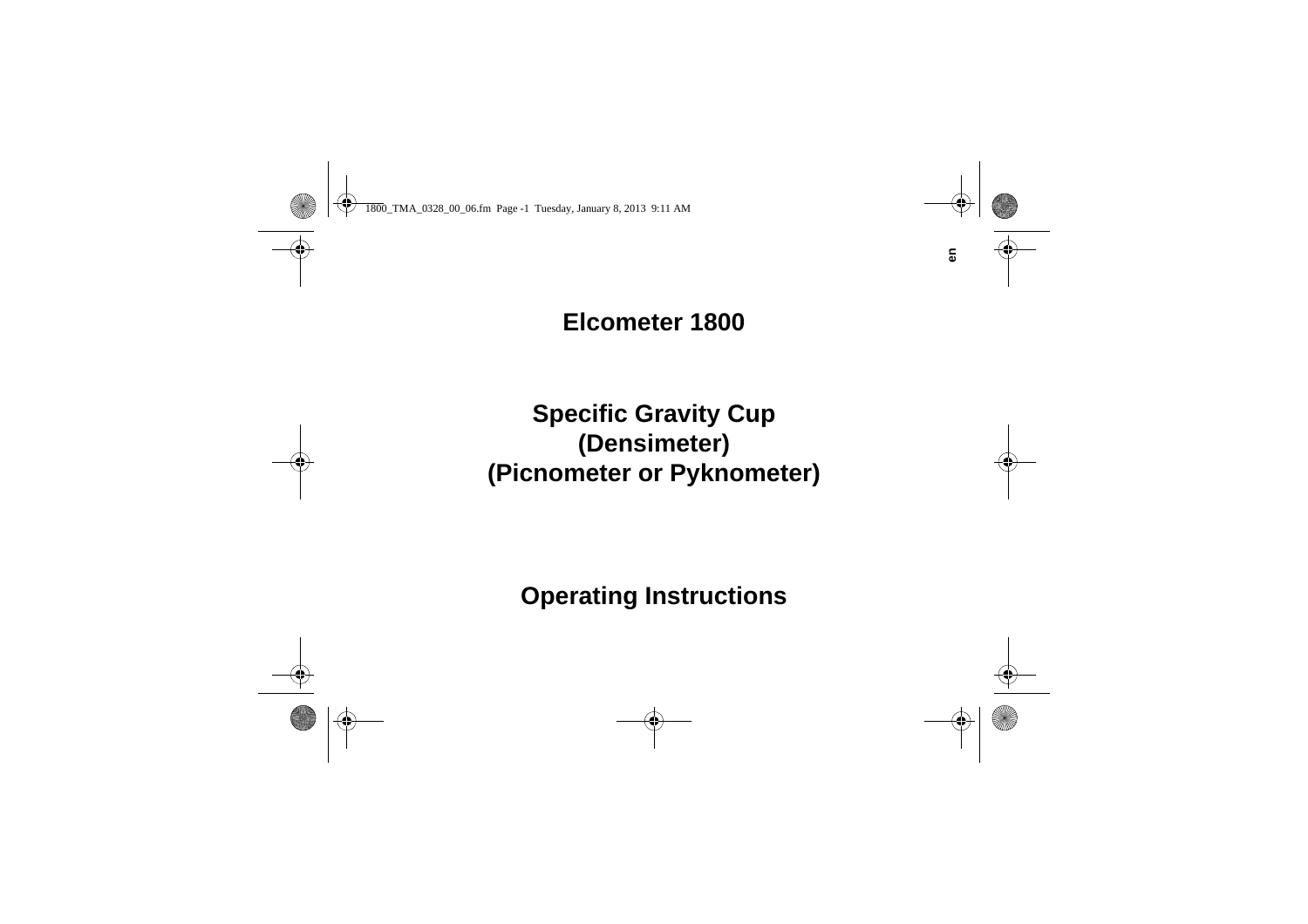# Elcometer 1800

## Specific Gravity Cup
## (Densimeter)
## (Picnometer or Pyknometer)

## Operating Instructions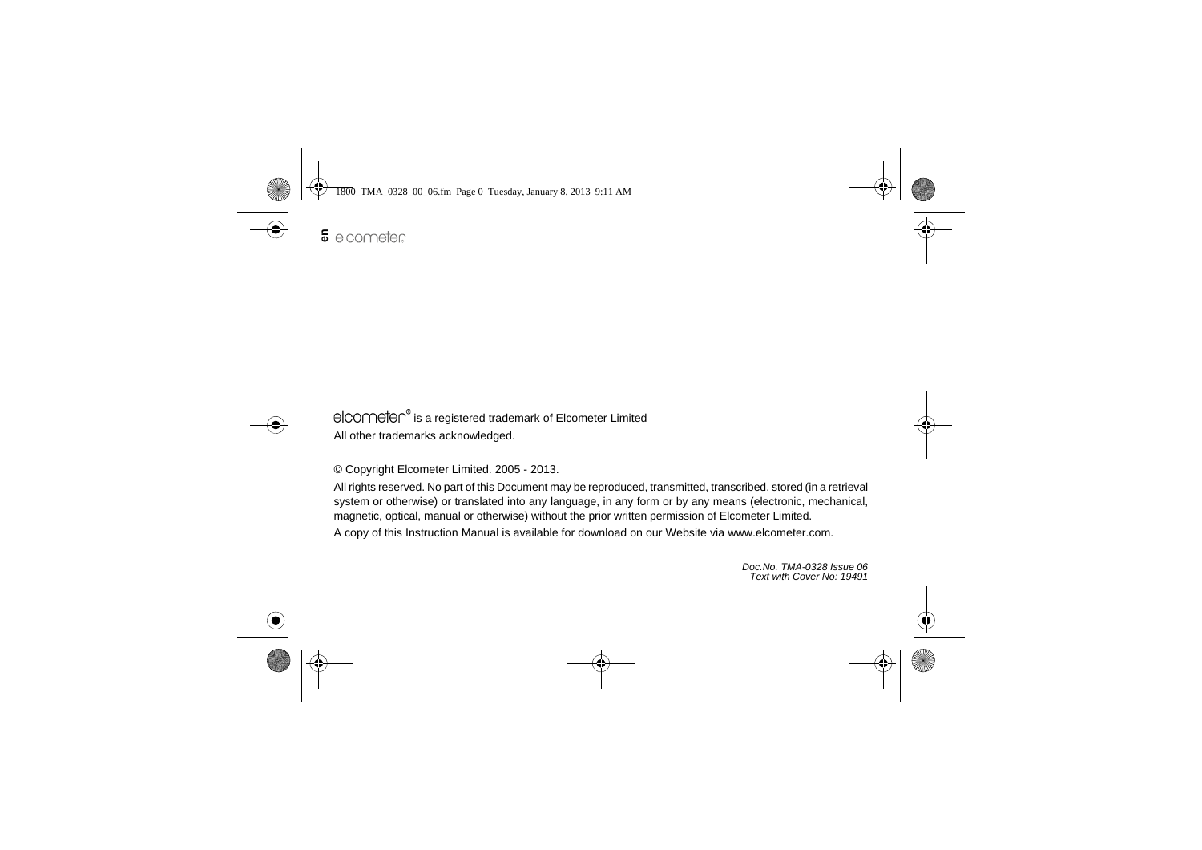elcometer® is a registered trademark of Elcometer Limited

All other trademarks acknowledged.

© Copyright Elcometer Limited. 2005 - 2013.

All rights reserved. No part of this Document may be reproduced, transmitted, transcribed, stored (in a retrieval system or otherwise) or translated into any language, in any form or by any means (electronic, mechanical, magnetic, optical, manual or otherwise) without the prior written permission of Elcometer Limited.

A copy of this Instruction Manual is available for download on our Website via www.elcometer.com.

*Doc.No. TMA-0328 Issue 06*
*Text with Cover No: 19491*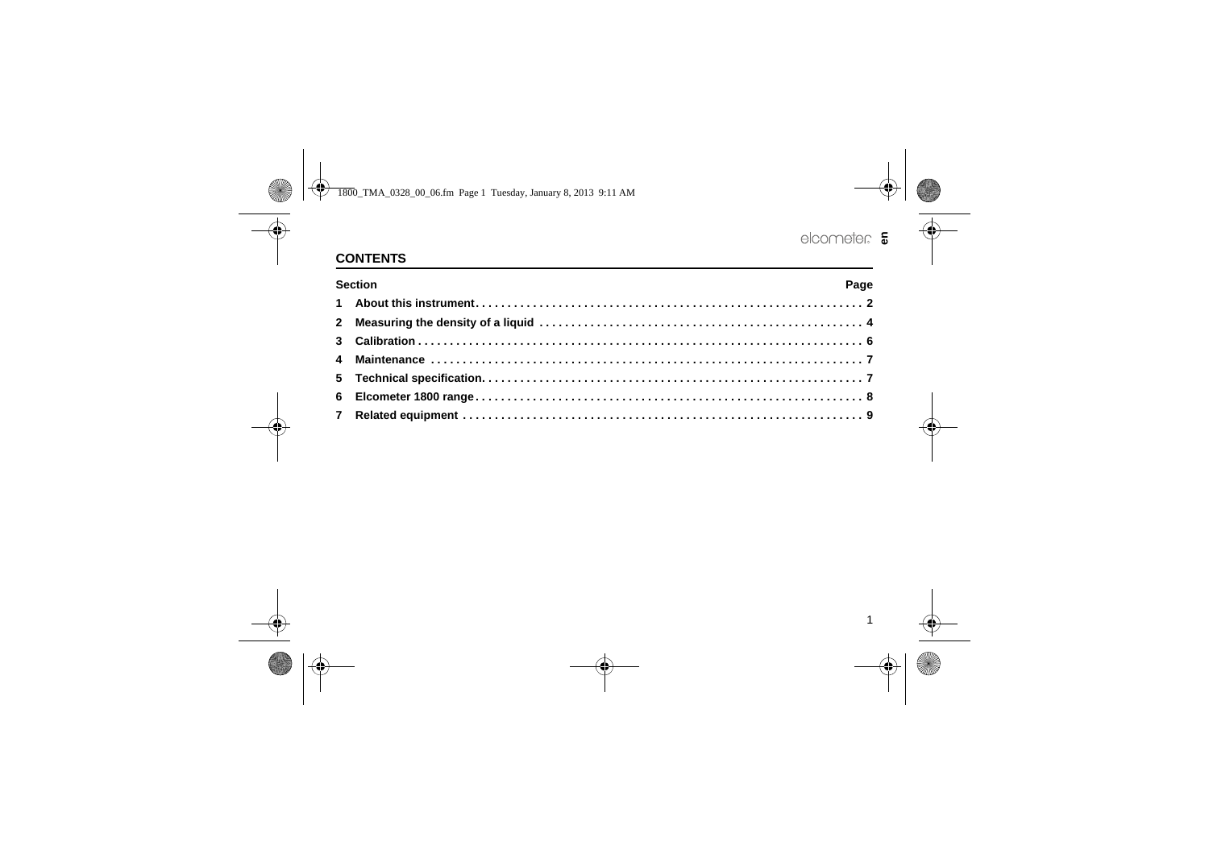## CONTENTS

| Section | | Page |
|---|---|---|
| 1 | About this instrument | 2 |
| 2 | Measuring the density of a liquid | 4 |
| 3 | Calibration | 6 |
| 4 | Maintenance | 7 |
| 5 | Technical specification | 7 |
| 6 | Elcometer 1800 range | 8 |
| 7 | Related equipment | 9 |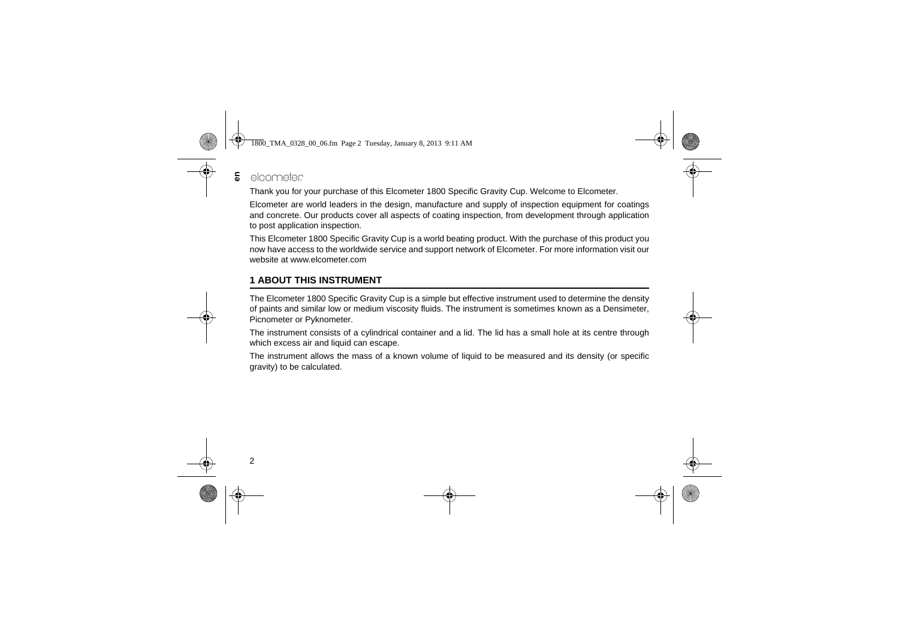Thank you for your purchase of this Elcometer 1800 Specific Gravity Cup. Welcome to Elcometer.

Elcometer are world leaders in the design, manufacture and supply of inspection equipment for coatings and concrete. Our products cover all aspects of coating inspection, from development through application to post application inspection.

This Elcometer 1800 Specific Gravity Cup is a world beating product. With the purchase of this product you now have access to the worldwide service and support network of Elcometer. For more information visit our website at www.elcometer.com

## 1 ABOUT THIS INSTRUMENT

The Elcometer 1800 Specific Gravity Cup is a simple but effective instrument used to determine the density of paints and similar low or medium viscosity fluids. The instrument is sometimes known as a Densimeter, Picnometer or Pyknometer.

The instrument consists of a cylindrical container and a lid. The lid has a small hole at its centre through which excess air and liquid can escape.

The instrument allows the mass of a known volume of liquid to be measured and its density (or specific gravity) to be calculated.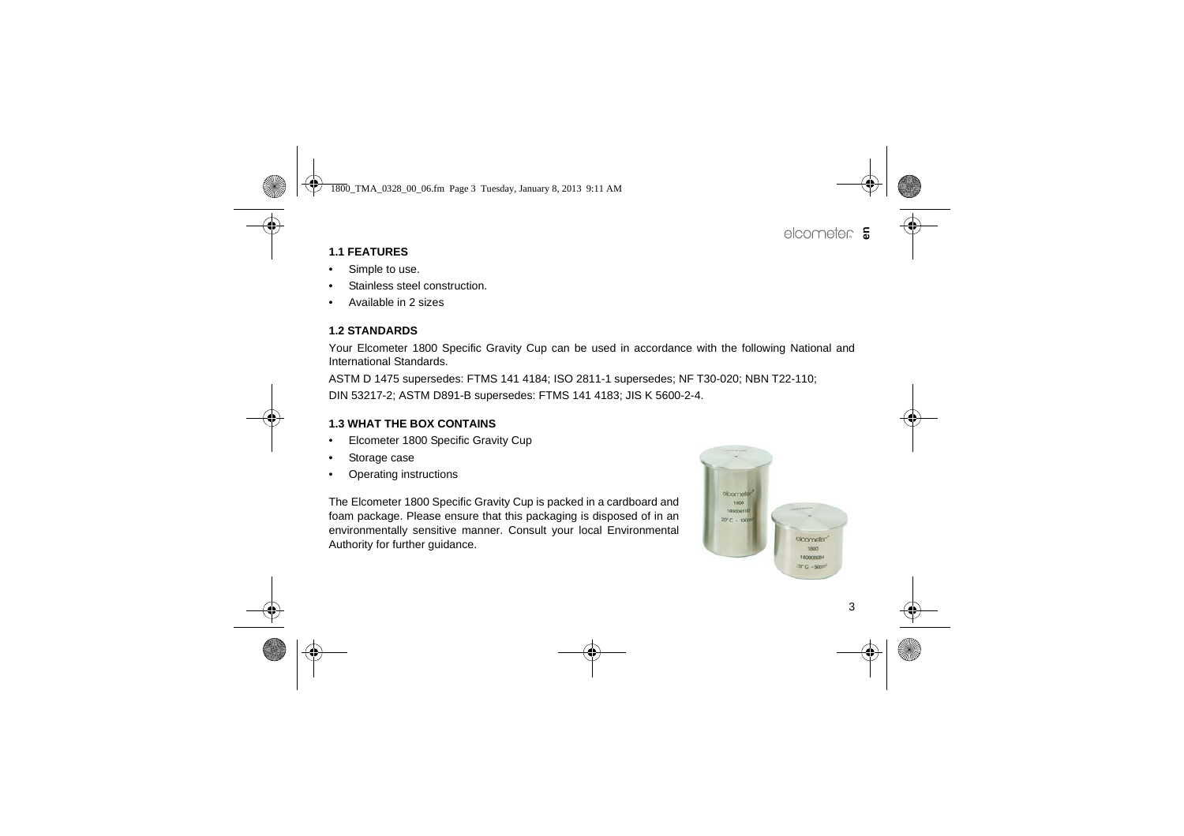### 1.1 FEATURES

- Simple to use.
- Stainless steel construction.
- Available in 2 sizes

### 1.2 STANDARDS

Your Elcometer 1800 Specific Gravity Cup can be used in accordance with the following National and International Standards.

ASTM D 1475 supersedes: FTMS 141 4184; ISO 2811-1 supersedes; NF T30-020; NBN T22-110;
DIN 53217-2; ASTM D891-B supersedes: FTMS 141 4183; JIS K 5600-2-4.

### 1.3 WHAT THE BOX CONTAINS

- Elcometer 1800 Specific Gravity Cup
- Storage case
- Operating instructions

The Elcometer 1800 Specific Gravity Cup is packed in a cardboard and foam package. Please ensure that this packaging is disposed of in an environmentally sensitive manner. Consult your local Environmental Authority for further guidance.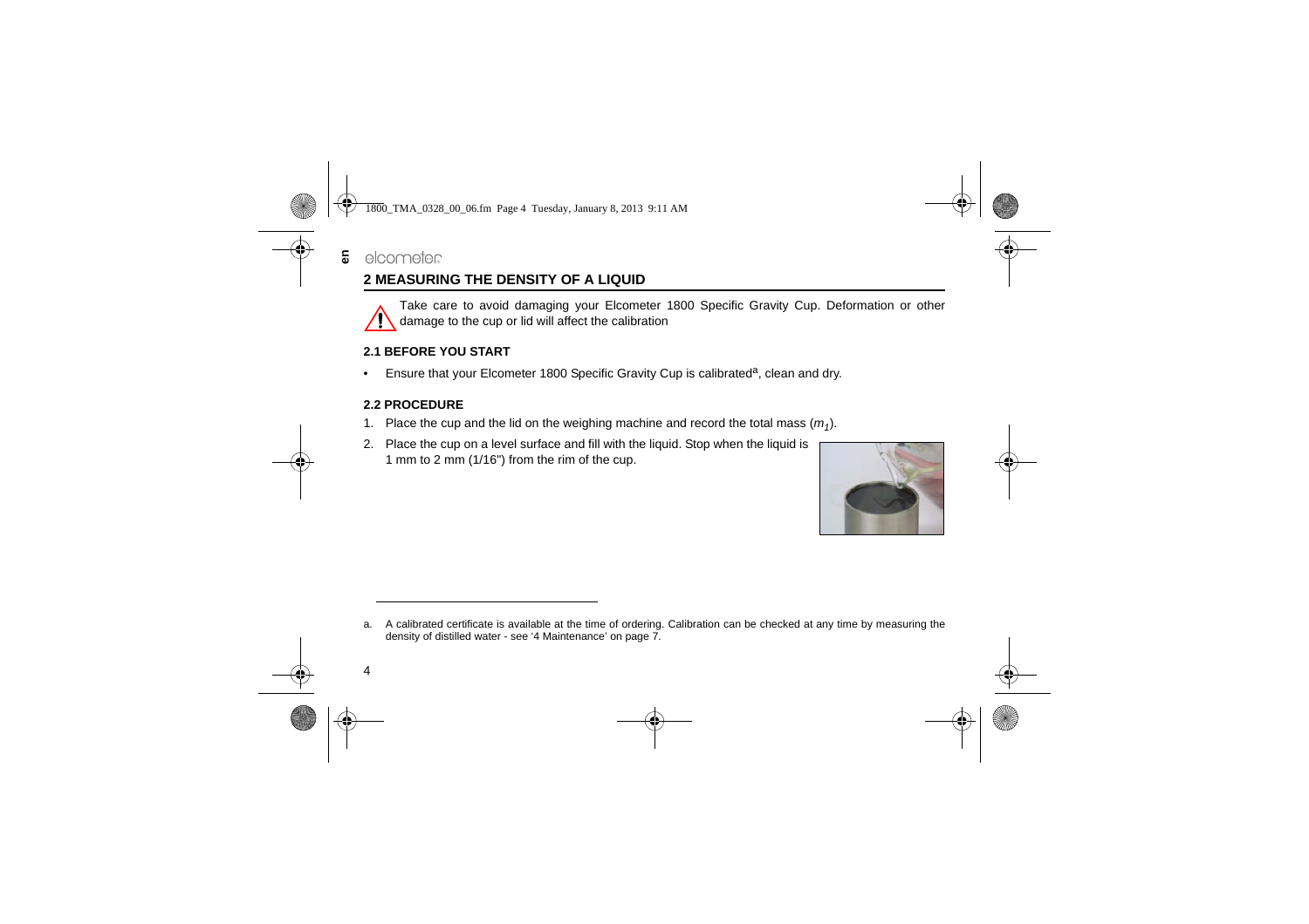## 2 MEASURING THE DENSITY OF A LIQUID

Take care to avoid damaging your Elcometer 1800 Specific Gravity Cup. Deformation or other damage to the cup or lid will affect the calibration

### 2.1 BEFORE YOU START

- Ensure that your Elcometer 1800 Specific Gravity Cup is calibrated[a], clean and dry.

### 2.2 PROCEDURE

1. Place the cup and the lid on the weighing machine and record the total mass ($m_1$).
2. Place the cup on a level surface and fill with the liquid. Stop when the liquid is 1 mm to 2 mm (1/16") from the rim of the cup.

---

a. A calibrated certificate is available at the time of ordering. Calibration can be checked at any time by measuring the density of distilled water - see '4 Maintenance' on page 7.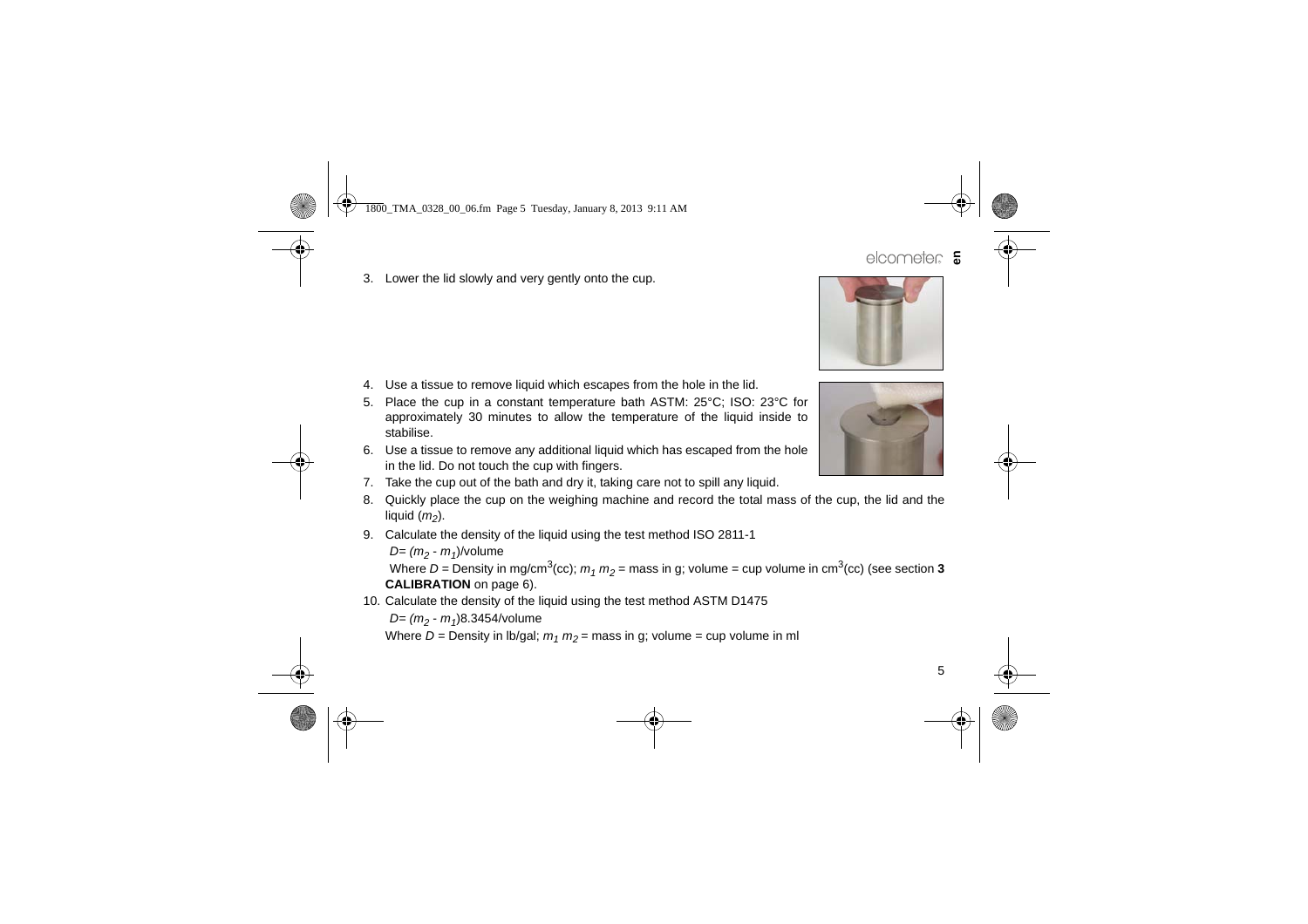3. Lower the lid slowly and very gently onto the cup.
4. Use a tissue to remove liquid which escapes from the hole in the lid.
5. Place the cup in a constant temperature bath ASTM: 25°C; ISO: 23°C for approximately 30 minutes to allow the temperature of the liquid inside to stabilise.
6. Use a tissue to remove any additional liquid which has escaped from the hole in the lid. Do not touch the cup with fingers.
7. Take the cup out of the bath and dry it, taking care not to spill any liquid.
8. Quickly place the cup on the weighing machine and record the total mass of the cup, the lid and the liquid ($m_2$).
9. Calculate the density of the liquid using the test method ISO 2811-1

   $D = (m_2 - m_1)$/volume

   Where $D$ = Density in mg/cm$^3$(cc); $m_1$ $m_2$ = mass in g; volume = cup volume in cm$^3$(cc) (see section **3 CALIBRATION** on page 6).
10. Calculate the density of the liquid using the test method ASTM D1475

    $D = (m_2 - m_1)$8.3454/volume

    Where $D$ = Density in lb/gal; $m_1$ $m_2$ = mass in g; volume = cup volume in ml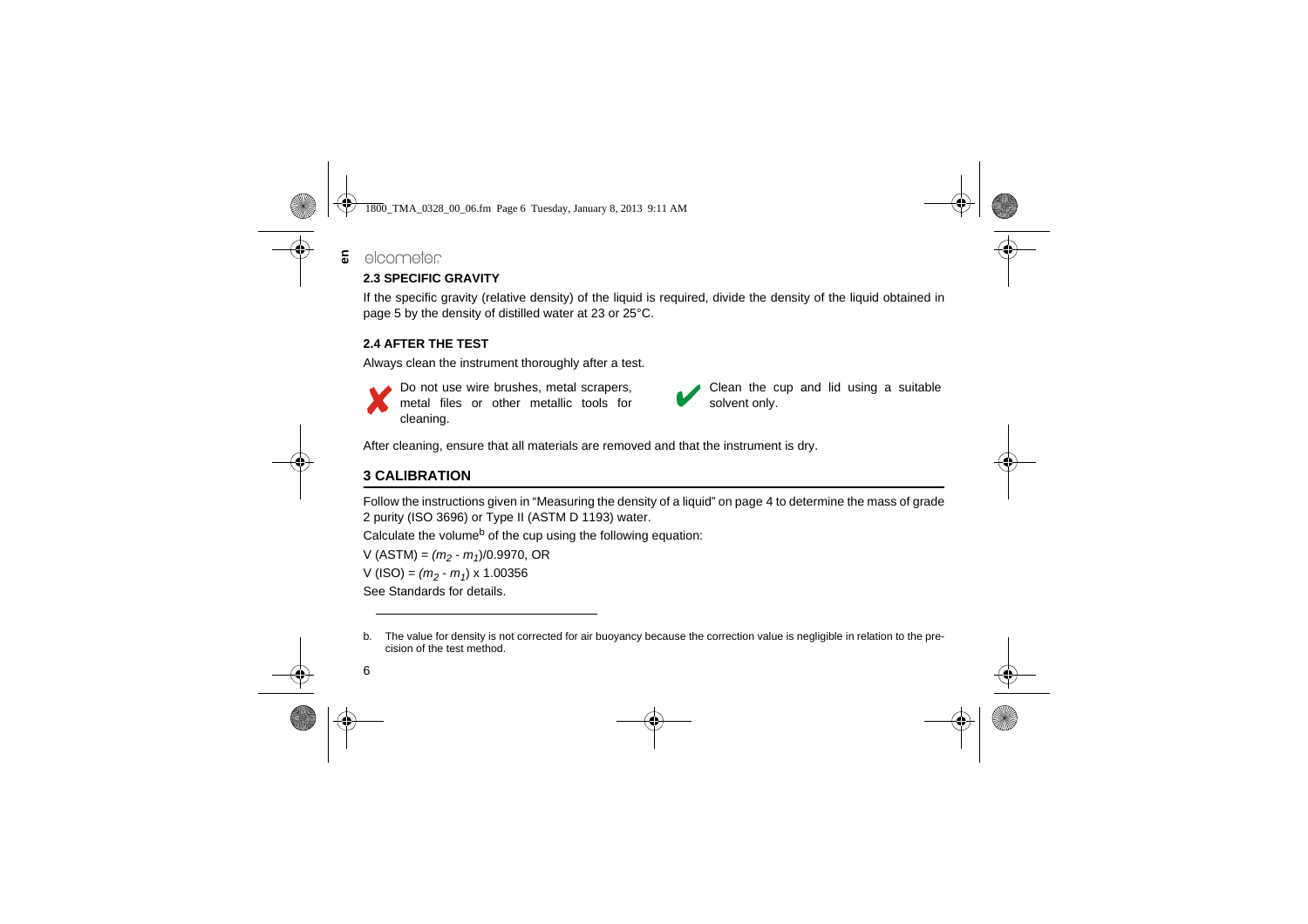## 2.3 SPECIFIC GRAVITY

If the specific gravity (relative density) of the liquid is required, divide the density of the liquid obtained in page 5 by the density of distilled water at 23 or 25°C.

## 2.4 AFTER THE TEST

Always clean the instrument thoroughly after a test.

✗ Do not use wire brushes, metal scrapers, metal files or other metallic tools for cleaning.

✔ Clean the cup and lid using a suitable solvent only.

After cleaning, ensure that all materials are removed and that the instrument is dry.

# 3 CALIBRATION

Follow the instructions given in “Measuring the density of a liquid” on page 4 to determine the mass of grade 2 purity (ISO 3696) or Type II (ASTM D 1193) water.

Calculate the volume[b] of the cup using the following equation:

V (ASTM) = $(m_2 - m_1)/0.9970$, OR

V (ISO) = $(m_2 - m_1) \times 1.00356$

See Standards for details.

---

b. The value for density is not corrected for air buoyancy because the correction value is negligible in relation to the precision of the test method.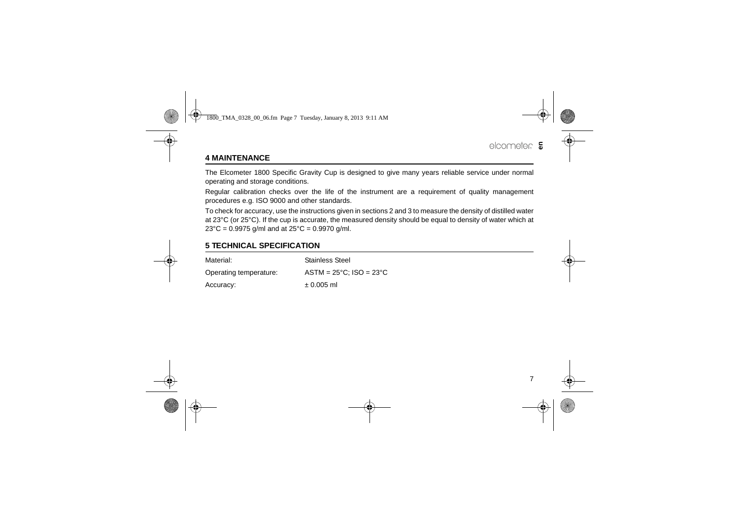## 4 MAINTENANCE

The Elcometer 1800 Specific Gravity Cup is designed to give many years reliable service under normal operating and storage conditions.

Regular calibration checks over the life of the instrument are a requirement of quality management procedures e.g. ISO 9000 and other standards.

To check for accuracy, use the instructions given in sections 2 and 3 to measure the density of distilled water at 23°C (or 25°C). If the cup is accurate, the measured density should be equal to density of water which at 23°C = 0.9975 g/ml and at 25°C = 0.9970 g/ml.

## 5 TECHNICAL SPECIFICATION

| | |
|---|---|
| Material: | Stainless Steel |
| Operating temperature: | ASTM = 25°C; ISO = 23°C |
| Accuracy: | ± 0.005 ml |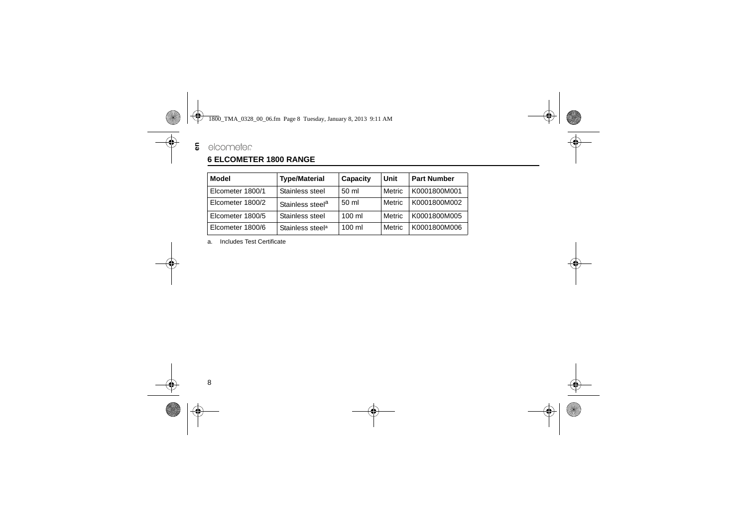## 6 ELCOMETER 1800 RANGE

| Model | Type/Material | Capacity | Unit | Part Number |
|---|---|---|---|---|
| Elcometer 1800/1 | Stainless steel | 50 ml | Metric | K0001800M001 |
| Elcometer 1800/2 | Stainless steel[a] | 50 ml | Metric | K0001800M002 |
| Elcometer 1800/5 | Stainless steel | 100 ml | Metric | K0001800M005 |
| Elcometer 1800/6 | Stainless steel[a] | 100 ml | Metric | K0001800M006 |

a. Includes Test Certificate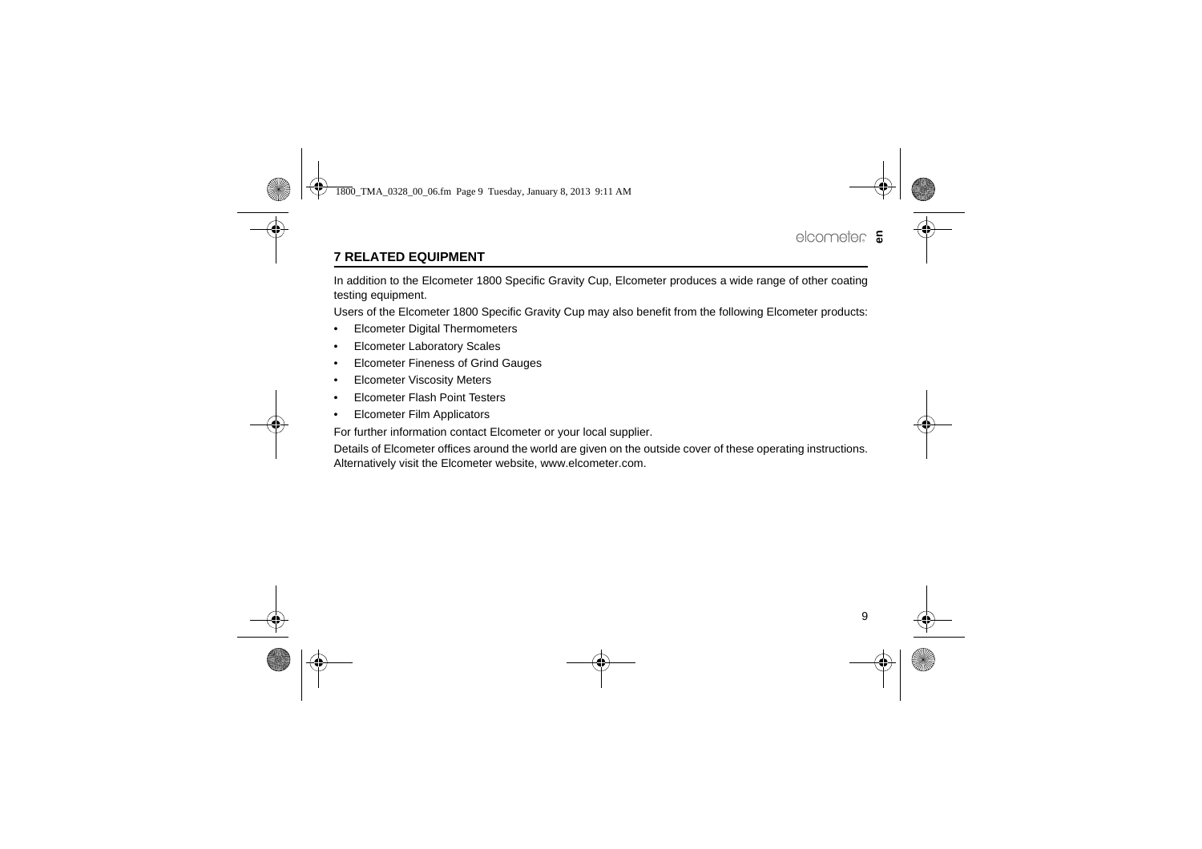## 7 RELATED EQUIPMENT

In addition to the Elcometer 1800 Specific Gravity Cup, Elcometer produces a wide range of other coating testing equipment.

Users of the Elcometer 1800 Specific Gravity Cup may also benefit from the following Elcometer products:

- Elcometer Digital Thermometers
- Elcometer Laboratory Scales
- Elcometer Fineness of Grind Gauges
- Elcometer Viscosity Meters
- Elcometer Flash Point Testers
- Elcometer Film Applicators

For further information contact Elcometer or your local supplier.

Details of Elcometer offices around the world are given on the outside cover of these operating instructions. Alternatively visit the Elcometer website, www.elcometer.com.